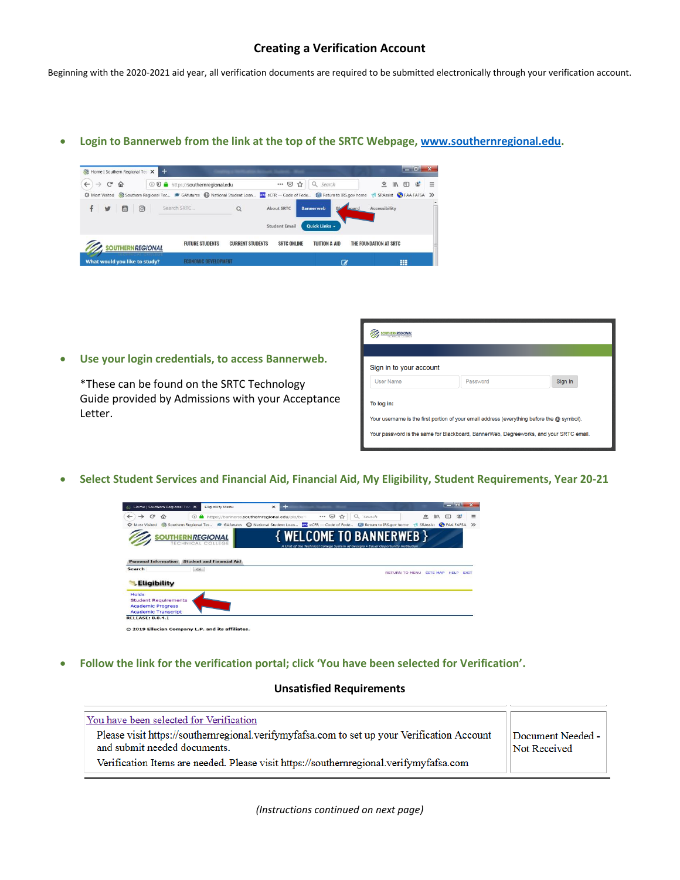# Creating a Verification Account

Beginning with the 2020-2021 aid year, all verification documents are required to be submitted electronically through your verification account.

- **Login to Bannerweb from the link at the top of the SRTC Webpage, [www.southernregional.edu](http://www.southernregional.edu).**

- **Use your login credentials, to access Bannerweb.**

  *These can be found on the SRTC Technology Guide provided by Admissions with your Acceptance Letter.

- **Select Student Services and Financial Aid, Financial Aid, My Eligibility, Student Requirements, Year 20-21**

- **Follow the link for the verification portal; click 'You have been selected for Verification'.**

**Unsatisfied Requirements**

| | |
|---|---|
| You have been selected for Verification<br>Please visit https://southernregional.verifymyfafsa.com to set up your Verification Account and submit needed documents.<br>Verification Items are needed. Please visit https://southernregional.verifymyfafsa.com | Document Needed - Not Received |

*(Instructions continued on next page)*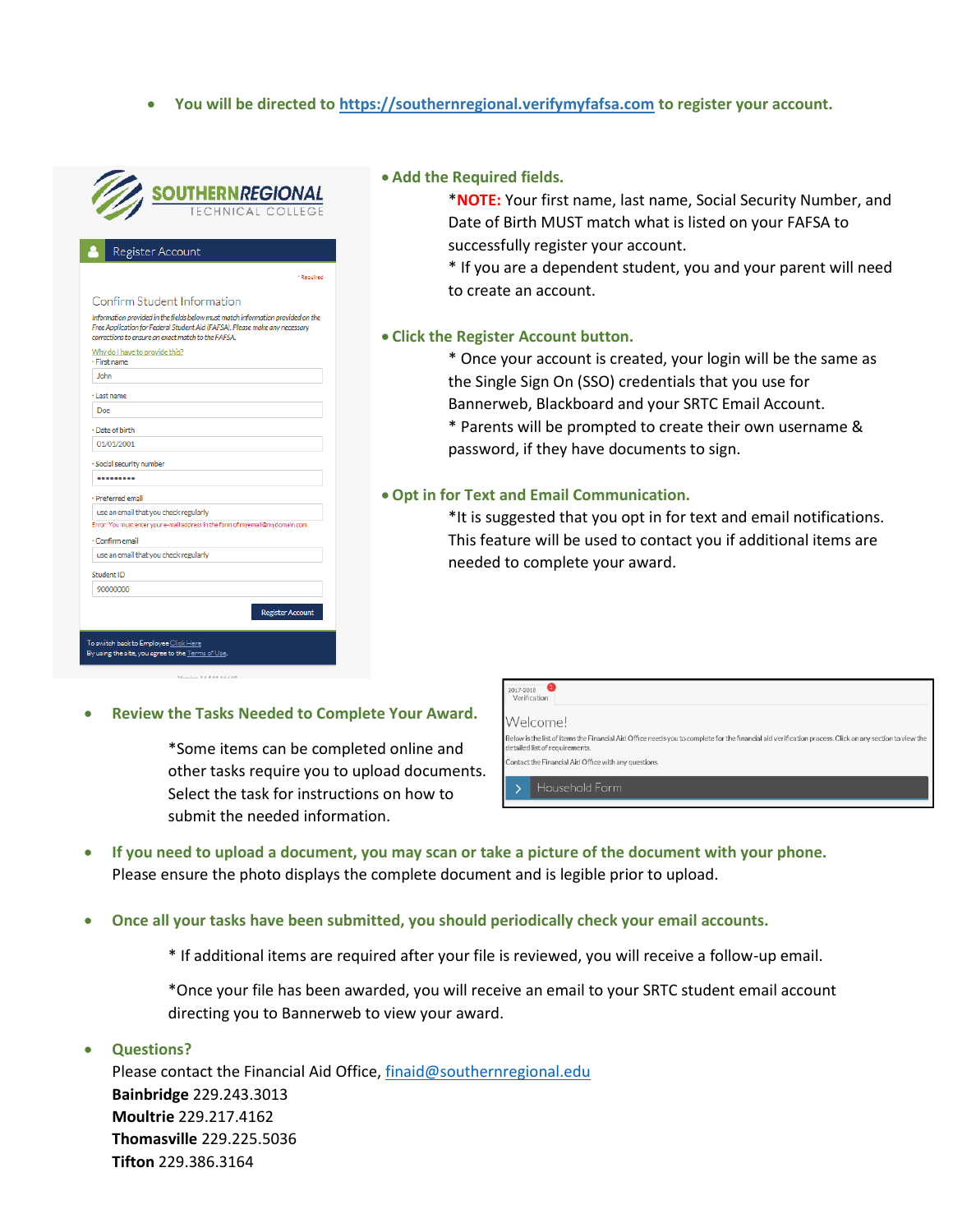- **You will be directed to https://southernregional.verifymyfafsa.com to register your account.**

- **Add the Required fields.**

  ***NOTE:** Your first name, last name, Social Security Number, and Date of Birth MUST match what is listed on your FAFSA to successfully register your account.

  * If you are a dependent student, you and your parent will need to create an account.

- **Click the Register Account button.**

  * Once your account is created, your login will be the same as the Single Sign On (SSO) credentials that you use for Bannerweb, Blackboard and your SRTC Email Account.

  * Parents will be prompted to create their own username & password, if they have documents to sign.

- **Opt in for Text and Email Communication.**

  *It is suggested that you opt in for text and email notifications. This feature will be used to contact you if additional items are needed to complete your award.

- **Review the Tasks Needed to Complete Your Award.**

  *Some items can be completed online and other tasks require you to upload documents. Select the task for instructions on how to submit the needed information.

- **If you need to upload a document, you may scan or take a picture of the document with your phone.** Please ensure the photo displays the complete document and is legible prior to upload.

- **Once all your tasks have been submitted, you should periodically check your email accounts.**

  * If additional items are required after your file is reviewed, you will receive a follow-up email.

  *Once your file has been awarded, you will receive an email to your SRTC student email account directing you to Bannerweb to view your award.

- **Questions?**

  Please contact the Financial Aid Office, finaid@southernregional.edu

  **Bainbridge** 229.243.3013
  **Moultrie** 229.217.4162
  **Thomasville** 229.225.5036
  **Tifton** 229.386.3164